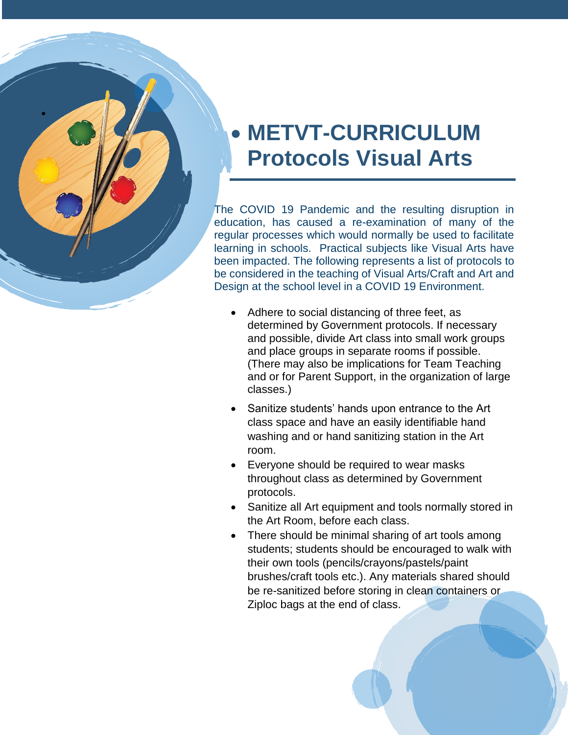# METVT-CURRICULUM Protocols Visual Arts

The COVID 19 Pandemic and the resulting disruption in education, has caused a re-examination of many of the regular processes which would normally be used to facilitate learning in schools. Practical subjects like Visual Arts have been impacted. The following represents a list of protocols to be considered in the teaching of Visual Arts/Craft and Art and Design at the school level in a COVID 19 Environment.

- Adhere to social distancing of three feet, as determined by Government protocols. If necessary and possible, divide Art class into small work groups and place groups in separate rooms if possible. (There may also be implications for Team Teaching and or for Parent Support, in the organization of large classes.)
- Sanitize students' hands upon entrance to the Art class space and have an easily identifiable hand washing and or hand sanitizing station in the Art room.
- Everyone should be required to wear masks throughout class as determined by Government protocols.
- Sanitize all Art equipment and tools normally stored in the Art Room, before each class.
- There should be minimal sharing of art tools among students; students should be encouraged to walk with their own tools (pencils/crayons/pastels/paint brushes/craft tools etc.). Any materials shared should be re-sanitized before storing in clean containers or Ziploc bags at the end of class.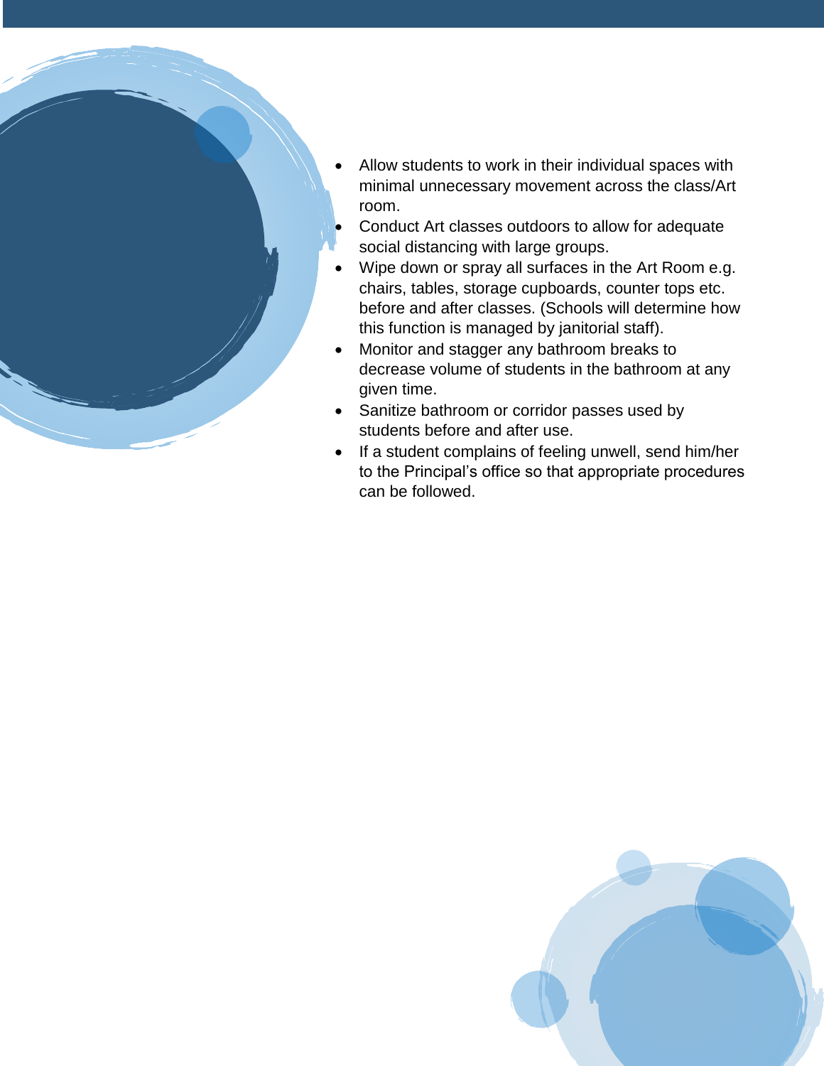- Allow students to work in their individual spaces with minimal unnecessary movement across the class/Art room.
- Conduct Art classes outdoors to allow for adequate social distancing with large groups.
- Wipe down or spray all surfaces in the Art Room e.g. chairs, tables, storage cupboards, counter tops etc. before and after classes. (Schools will determine how this function is managed by janitorial staff).
- Monitor and stagger any bathroom breaks to decrease volume of students in the bathroom at any given time.
- Sanitize bathroom or corridor passes used by students before and after use.
- If a student complains of feeling unwell, send him/her to the Principal's office so that appropriate procedures can be followed.